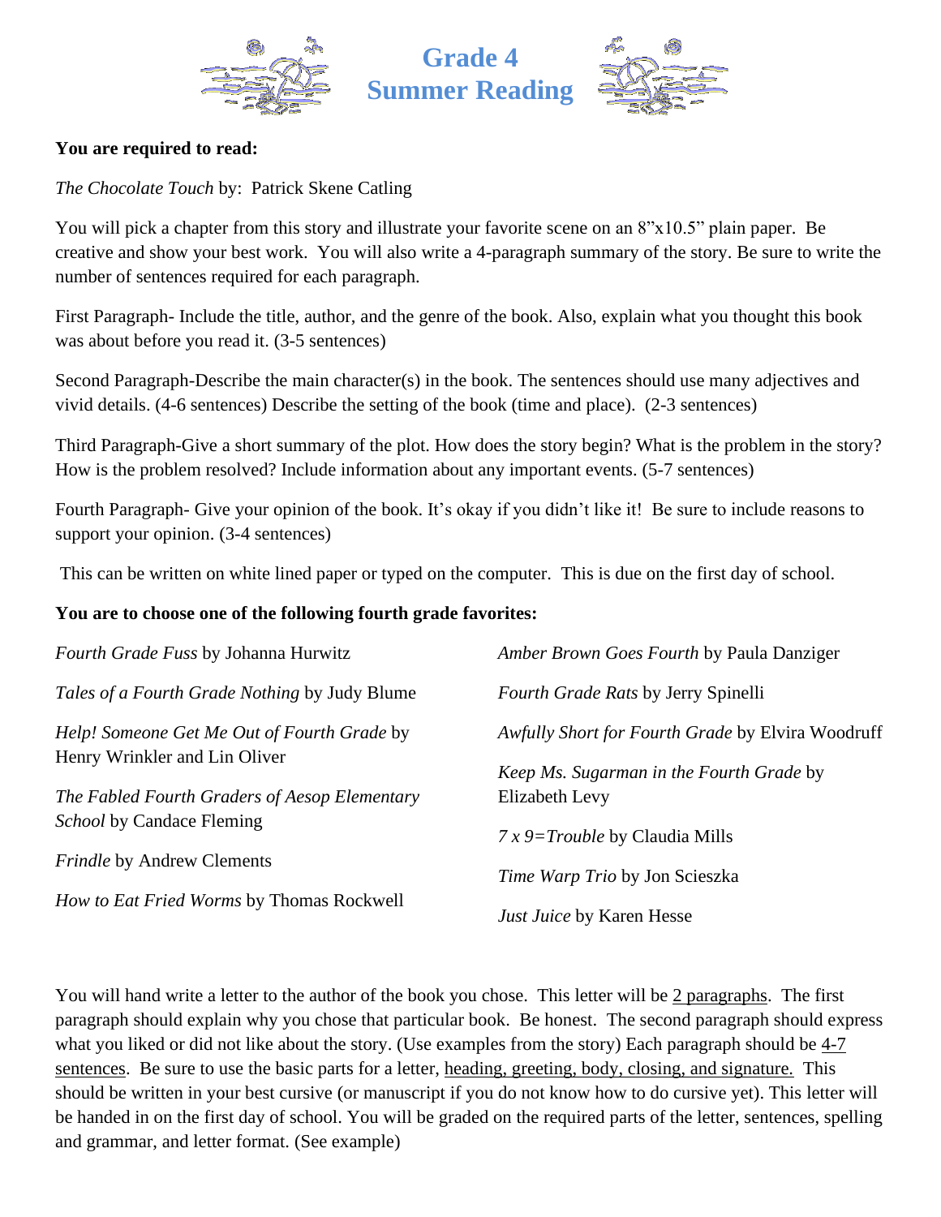# Grade 4
# Summer Reading

**You are required to read:**

*The Chocolate Touch* by: Patrick Skene Catling

You will pick a chapter from this story and illustrate your favorite scene on an 8"x10.5" plain paper. Be creative and show your best work. You will also write a 4-paragraph summary of the story. Be sure to write the number of sentences required for each paragraph.

First Paragraph- Include the title, author, and the genre of the book. Also, explain what you thought this book was about before you read it. (3-5 sentences)

Second Paragraph-Describe the main character(s) in the book. The sentences should use many adjectives and vivid details. (4-6 sentences) Describe the setting of the book (time and place). (2-3 sentences)

Third Paragraph-Give a short summary of the plot. How does the story begin? What is the problem in the story? How is the problem resolved? Include information about any important events. (5-7 sentences)

Fourth Paragraph- Give your opinion of the book. It's okay if you didn't like it! Be sure to include reasons to support your opinion. (3-4 sentences)

This can be written on white lined paper or typed on the computer. This is due on the first day of school.

**You are to choose one of the following fourth grade favorites:**

*Fourth Grade Fuss* by Johanna Hurwitz

*Tales of a Fourth Grade Nothing* by Judy Blume

*Help! Someone Get Me Out of Fourth Grade* by Henry Wrinkler and Lin Oliver

*The Fabled Fourth Graders of Aesop Elementary School* by Candace Fleming

*Frindle* by Andrew Clements

*How to Eat Fried Worms* by Thomas Rockwell

*Amber Brown Goes Fourth* by Paula Danziger

*Fourth Grade Rats* by Jerry Spinelli

*Awfully Short for Fourth Grade* by Elvira Woodruff

*Keep Ms. Sugarman in the Fourth Grade* by Elizabeth Levy

*7 x 9=Trouble* by Claudia Mills

*Time Warp Trio* by Jon Scieszka

*Just Juice* by Karen Hesse

You will hand write a letter to the author of the book you chose. This letter will be 2 paragraphs. The first paragraph should explain why you chose that particular book. Be honest. The second paragraph should express what you liked or did not like about the story. (Use examples from the story) Each paragraph should be 4-7 sentences. Be sure to use the basic parts for a letter, heading, greeting, body, closing, and signature. This should be written in your best cursive (or manuscript if you do not know how to do cursive yet). This letter will be handed in on the first day of school. You will be graded on the required parts of the letter, sentences, spelling and grammar, and letter format. (See example)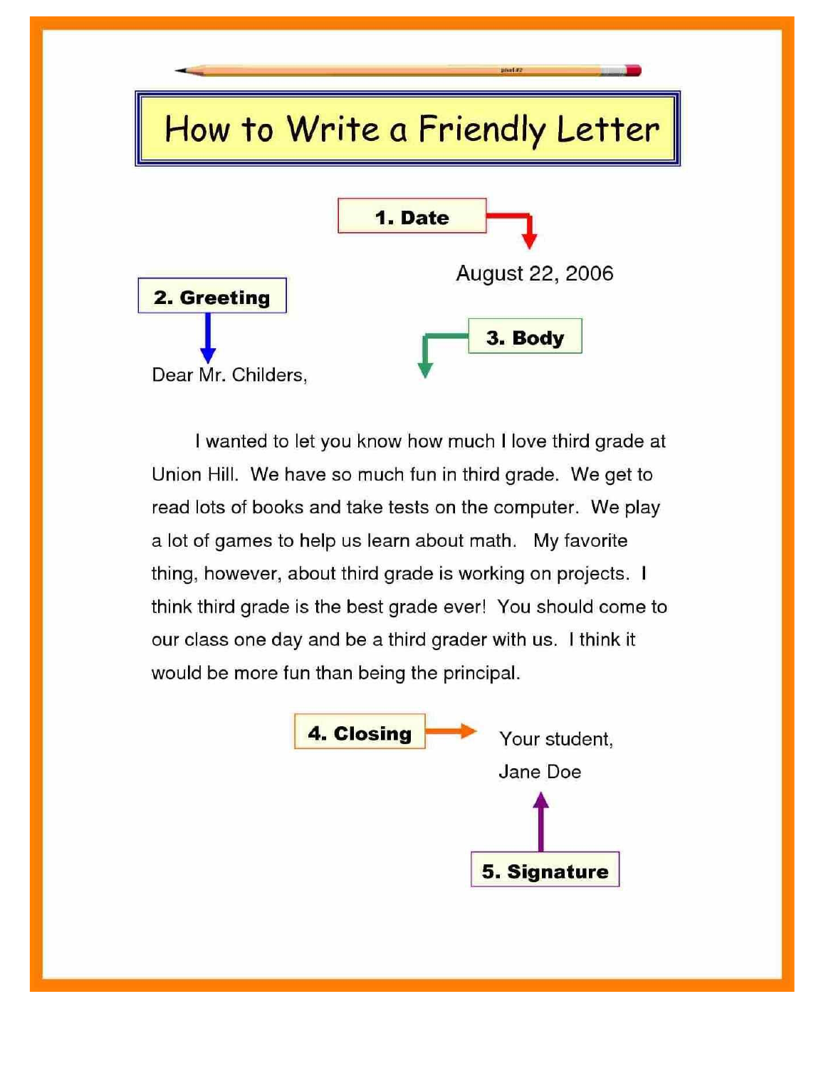# How to Write a Friendly Letter

**1. Date**

August 22, 2006

**2. Greeting**

Dear Mr. Childers,

**3. Body**

I wanted to let you know how much I love third grade at Union Hill. We have so much fun in third grade. We get to read lots of books and take tests on the computer. We play a lot of games to help us learn about math. My favorite thing, however, about third grade is working on projects. I think third grade is the best grade ever! You should come to our class one day and be a third grader with us. I think it would be more fun than being the principal.

**4. Closing**

Your student,

Jane Doe

**5. Signature**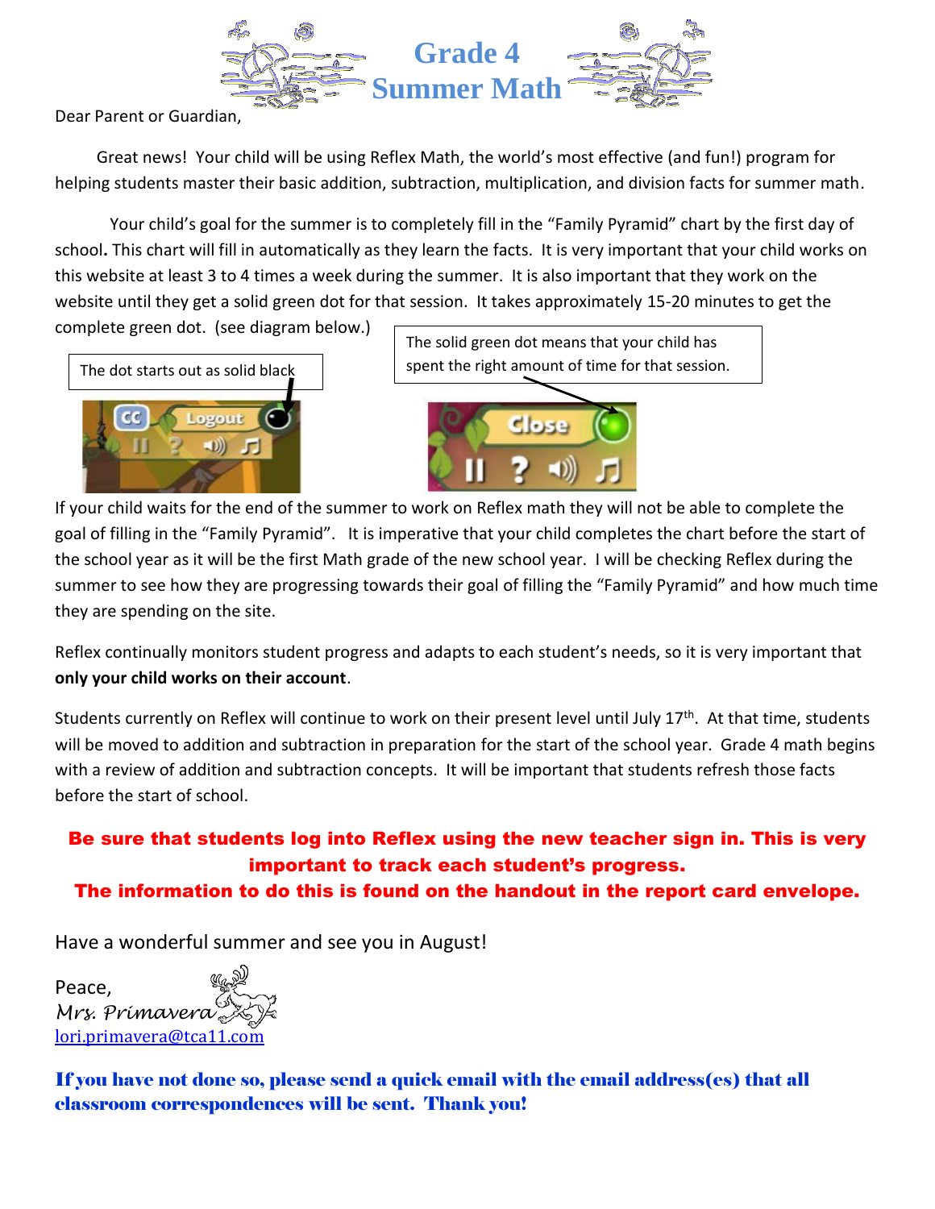# Grade 4 Summer Math

Dear Parent or Guardian,

Great news! Your child will be using Reflex Math, the world's most effective (and fun!) program for helping students master their basic addition, subtraction, multiplication, and division facts for summer math.

Your child's goal for the summer is to completely fill in the "Family Pyramid" chart by the first day of school**.** This chart will fill in automatically as they learn the facts. It is very important that your child works on this website at least 3 to 4 times a week during the summer. It is also important that they work on the website until they get a solid green dot for that session. It takes approximately 15-20 minutes to get the complete green dot. (see diagram below.)

The dot starts out as solid black

The solid green dot means that your child has spent the right amount of time for that session.

If your child waits for the end of the summer to work on Reflex math they will not be able to complete the goal of filling in the "Family Pyramid". It is imperative that your child completes the chart before the start of the school year as it will be the first Math grade of the new school year. I will be checking Reflex during the summer to see how they are progressing towards their goal of filling the "Family Pyramid" and how much time they are spending on the site.

Reflex continually monitors student progress and adapts to each student's needs, so it is very important that **only your child works on their account**.

Students currently on Reflex will continue to work on their present level until July 17th. At that time, students will be moved to addition and subtraction in preparation for the start of the school year. Grade 4 math begins with a review of addition and subtraction concepts. It will be important that students refresh those facts before the start of school.

**Be sure that students log into Reflex using the new teacher sign in. This is very important to track each student's progress.**
**The information to do this is found on the handout in the report card envelope.**

Have a wonderful summer and see you in August!

Peace,
*Mrs. Primavera*
lori.primavera@tca11.com

**If you have not done so, please send a quick email with the email address(es) that all classroom correspondences will be sent. Thank you!**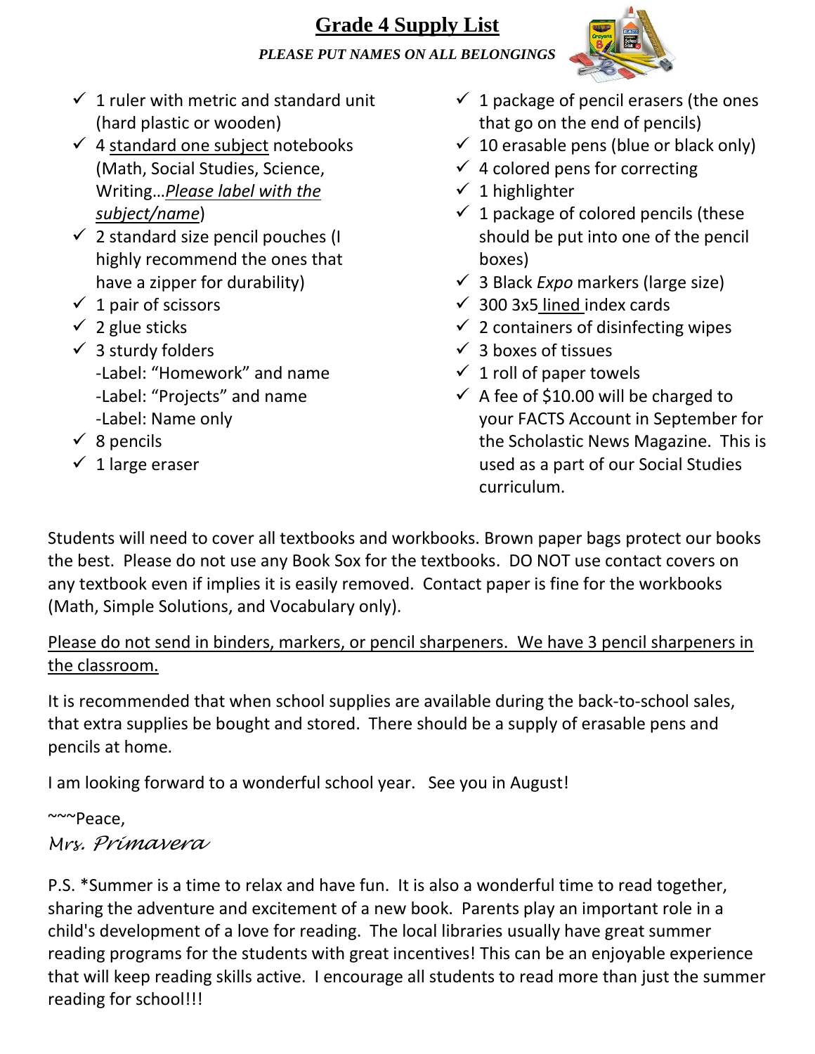# Grade 4 Supply List

***PLEASE PUT NAMES ON ALL BELONGINGS***

- ✓ 1 ruler with metric and standard unit (hard plastic or wooden)
- ✓ 4 standard one subject notebooks (Math, Social Studies, Science, Writing…*Please label with the subject/name*)
- ✓ 2 standard size pencil pouches (I highly recommend the ones that have a zipper for durability)
- ✓ 1 pair of scissors
- ✓ 2 glue sticks
- ✓ 3 sturdy folders
  - -Label: "Homework" and name
  - -Label: "Projects" and name
  - -Label: Name only
- ✓ 8 pencils
- ✓ 1 large eraser
- ✓ 1 package of pencil erasers (the ones that go on the end of pencils)
- ✓ 10 erasable pens (blue or black only)
- ✓ 4 colored pens for correcting
- ✓ 1 highlighter
- ✓ 1 package of colored pencils (these should be put into one of the pencil boxes)
- ✓ 3 Black *Expo* markers (large size)
- ✓ 300 3x5 lined index cards
- ✓ 2 containers of disinfecting wipes
- ✓ 3 boxes of tissues
- ✓ 1 roll of paper towels
- ✓ A fee of $10.00 will be charged to your FACTS Account in September for the Scholastic News Magazine. This is used as a part of our Social Studies curriculum.

Students will need to cover all textbooks and workbooks. Brown paper bags protect our books the best. Please do not use any Book Sox for the textbooks. DO NOT use contact covers on any textbook even if implies it is easily removed. Contact paper is fine for the workbooks (Math, Simple Solutions, and Vocabulary only).

Please do not send in binders, markers, or pencil sharpeners. We have 3 pencil sharpeners in the classroom.

It is recommended that when school supplies are available during the back-to-school sales, that extra supplies be bought and stored. There should be a supply of erasable pens and pencils at home.

I am looking forward to a wonderful school year. See you in August!

~~~Peace,

*Mrs. Primavera*

P.S. *Summer is a time to relax and have fun. It is also a wonderful time to read together, sharing the adventure and excitement of a new book. Parents play an important role in a child's development of a love for reading. The local libraries usually have great summer reading programs for the students with great incentives! This can be an enjoyable experience that will keep reading skills active. I encourage all students to read more than just the summer reading for school!!!